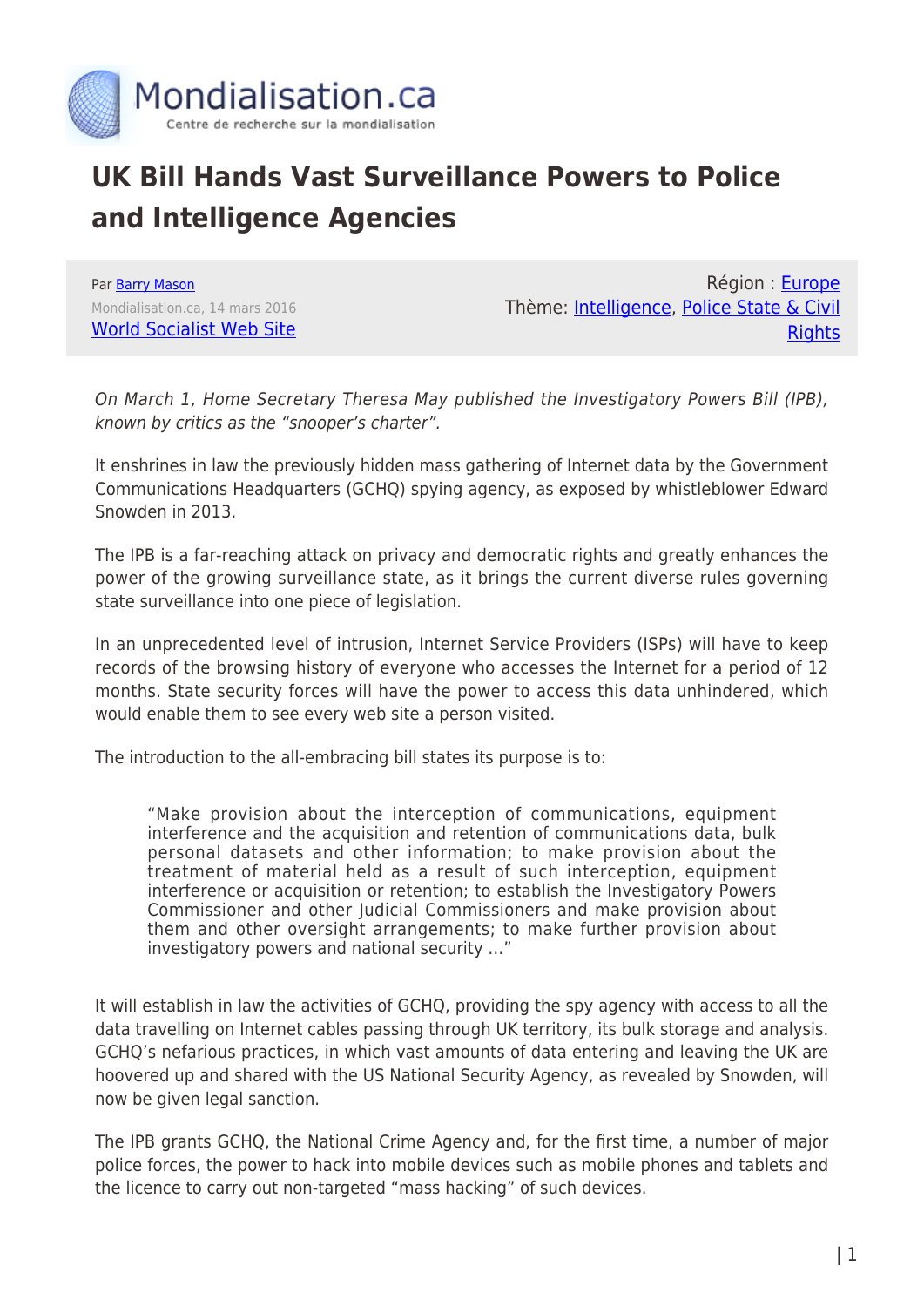# UK Bill Hands Vast Surveillance Powers to Police and Intelligence Agencies

Par Barry Mason
Mondialisation.ca, 14 mars 2016
World Socialist Web Site

Région : Europe
Thème: Intelligence, Police State & Civil Rights

*On March 1, Home Secretary Theresa May published the Investigatory Powers Bill (IPB), known by critics as the "snooper's charter".*

It enshrines in law the previously hidden mass gathering of Internet data by the Government Communications Headquarters (GCHQ) spying agency, as exposed by whistleblower Edward Snowden in 2013.

The IPB is a far-reaching attack on privacy and democratic rights and greatly enhances the power of the growing surveillance state, as it brings the current diverse rules governing state surveillance into one piece of legislation.

In an unprecedented level of intrusion, Internet Service Providers (ISPs) will have to keep records of the browsing history of everyone who accesses the Internet for a period of 12 months. State security forces will have the power to access this data unhindered, which would enable them to see every web site a person visited.

The introduction to the all-embracing bill states its purpose is to:

> "Make provision about the interception of communications, equipment interference and the acquisition and retention of communications data, bulk personal datasets and other information; to make provision about the treatment of material held as a result of such interception, equipment interference or acquisition or retention; to establish the Investigatory Powers Commissioner and other Judicial Commissioners and make provision about them and other oversight arrangements; to make further provision about investigatory powers and national security …"

It will establish in law the activities of GCHQ, providing the spy agency with access to all the data travelling on Internet cables passing through UK territory, its bulk storage and analysis. GCHQ's nefarious practices, in which vast amounts of data entering and leaving the UK are hoovered up and shared with the US National Security Agency, as revealed by Snowden, will now be given legal sanction.

The IPB grants GCHQ, the National Crime Agency and, for the first time, a number of major police forces, the power to hack into mobile devices such as mobile phones and tablets and the licence to carry out non-targeted "mass hacking" of such devices.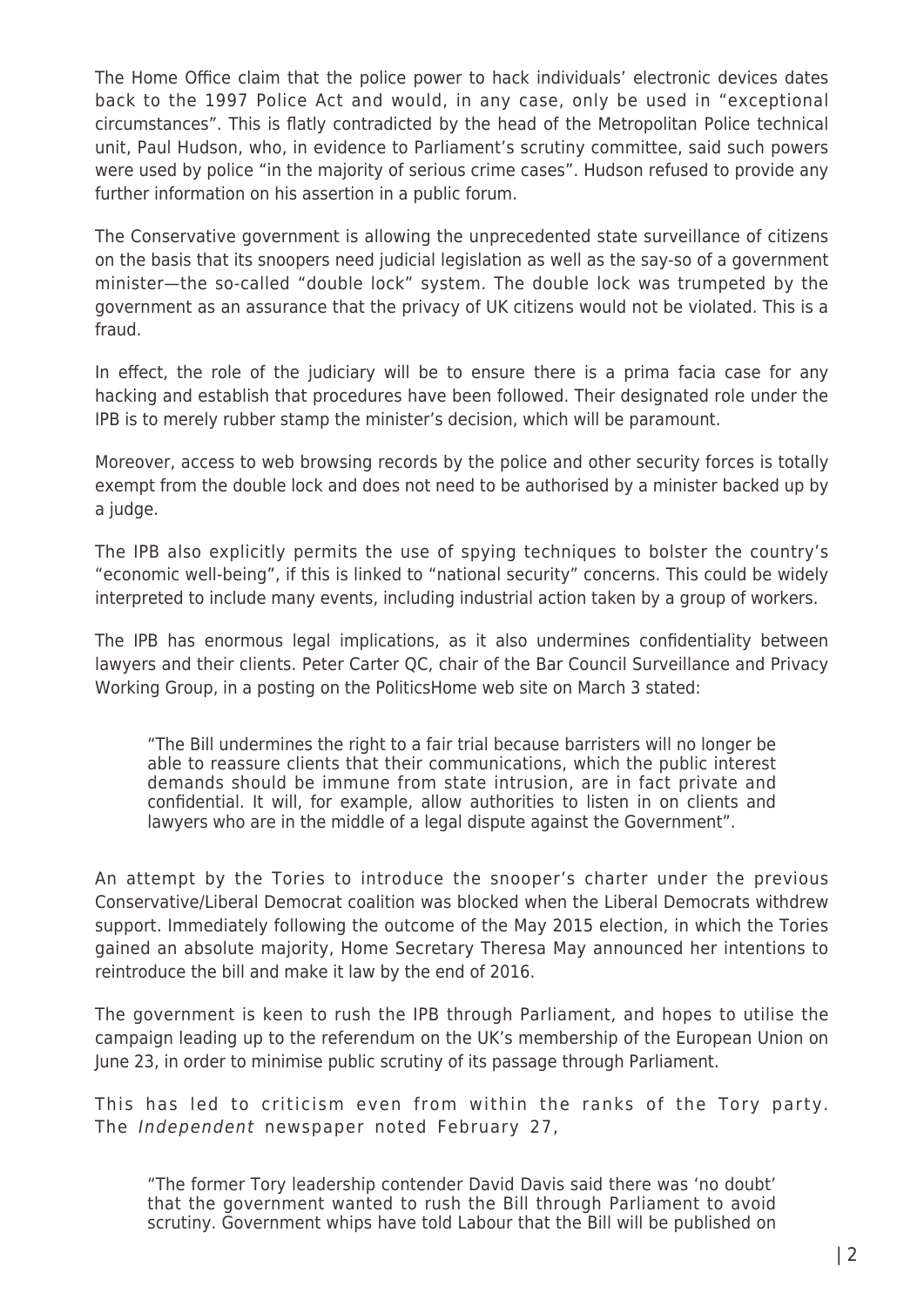The Home Office claim that the police power to hack individuals' electronic devices dates back to the 1997 Police Act and would, in any case, only be used in "exceptional circumstances". This is flatly contradicted by the head of the Metropolitan Police technical unit, Paul Hudson, who, in evidence to Parliament's scrutiny committee, said such powers were used by police "in the majority of serious crime cases". Hudson refused to provide any further information on his assertion in a public forum.

The Conservative government is allowing the unprecedented state surveillance of citizens on the basis that its snoopers need judicial legislation as well as the say-so of a government minister—the so-called "double lock" system. The double lock was trumpeted by the government as an assurance that the privacy of UK citizens would not be violated. This is a fraud.

In effect, the role of the judiciary will be to ensure there is a prima facia case for any hacking and establish that procedures have been followed. Their designated role under the IPB is to merely rubber stamp the minister's decision, which will be paramount.

Moreover, access to web browsing records by the police and other security forces is totally exempt from the double lock and does not need to be authorised by a minister backed up by a judge.

The IPB also explicitly permits the use of spying techniques to bolster the country's "economic well-being", if this is linked to "national security" concerns. This could be widely interpreted to include many events, including industrial action taken by a group of workers.

The IPB has enormous legal implications, as it also undermines confidentiality between lawyers and their clients. Peter Carter QC, chair of the Bar Council Surveillance and Privacy Working Group, in a posting on the PoliticsHome web site on March 3 stated:

> "The Bill undermines the right to a fair trial because barristers will no longer be able to reassure clients that their communications, which the public interest demands should be immune from state intrusion, are in fact private and confidential. It will, for example, allow authorities to listen in on clients and lawyers who are in the middle of a legal dispute against the Government".

An attempt by the Tories to introduce the snooper's charter under the previous Conservative/Liberal Democrat coalition was blocked when the Liberal Democrats withdrew support. Immediately following the outcome of the May 2015 election, in which the Tories gained an absolute majority, Home Secretary Theresa May announced her intentions to reintroduce the bill and make it law by the end of 2016.

The government is keen to rush the IPB through Parliament, and hopes to utilise the campaign leading up to the referendum on the UK's membership of the European Union on June 23, in order to minimise public scrutiny of its passage through Parliament.

This has led to criticism even from within the ranks of the Tory party. The *Independent* newspaper noted February 27,

> "The former Tory leadership contender David Davis said there was 'no doubt' that the government wanted to rush the Bill through Parliament to avoid scrutiny. Government whips have told Labour that the Bill will be published on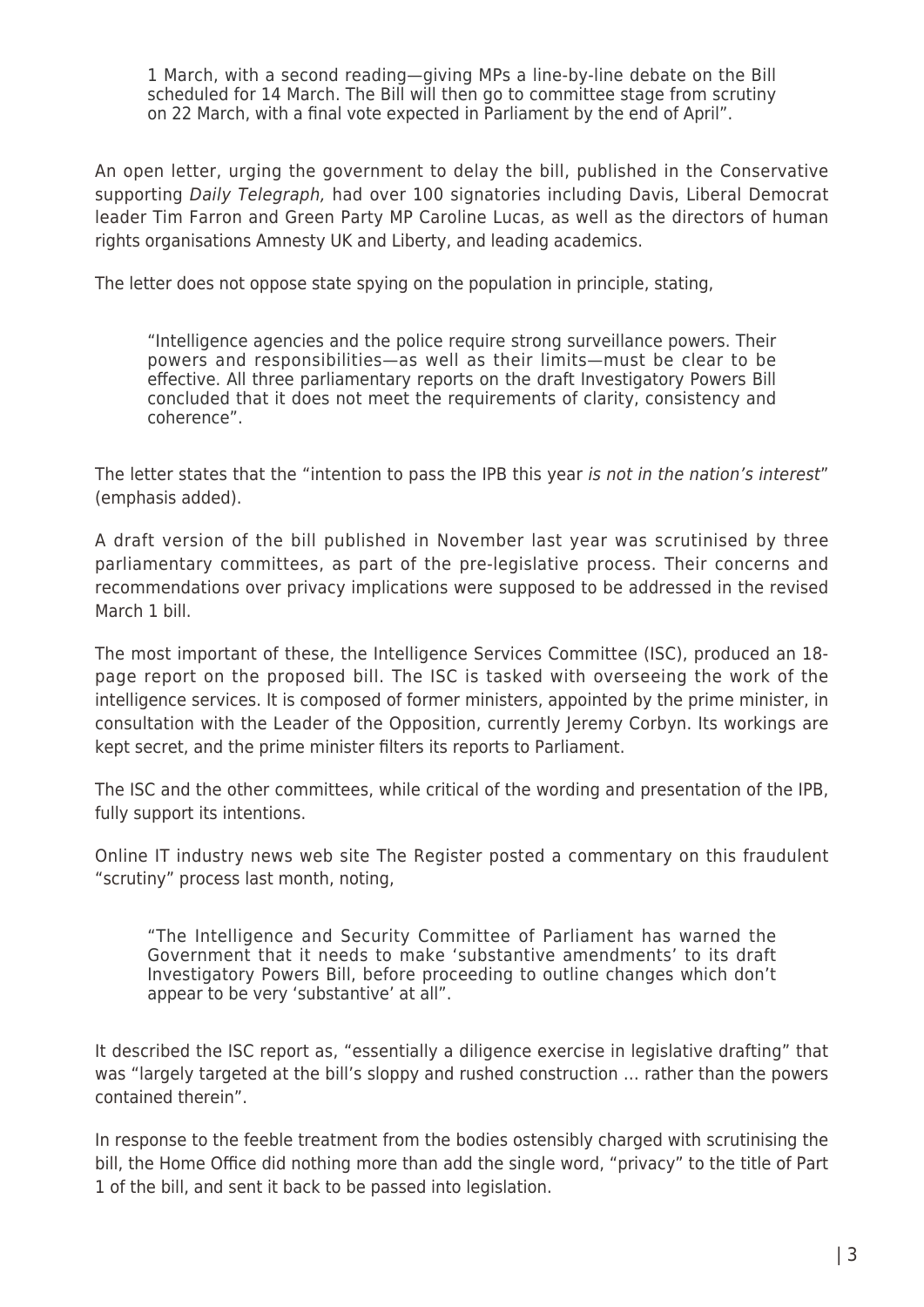> 1 March, with a second reading—giving MPs a line-by-line debate on the Bill scheduled for 14 March. The Bill will then go to committee stage from scrutiny on 22 March, with a final vote expected in Parliament by the end of April".

An open letter, urging the government to delay the bill, published in the Conservative supporting *Daily Telegraph,* had over 100 signatories including Davis, Liberal Democrat leader Tim Farron and Green Party MP Caroline Lucas, as well as the directors of human rights organisations Amnesty UK and Liberty, and leading academics.

The letter does not oppose state spying on the population in principle, stating,

> "Intelligence agencies and the police require strong surveillance powers. Their powers and responsibilities—as well as their limits—must be clear to be effective. All three parliamentary reports on the draft Investigatory Powers Bill concluded that it does not meet the requirements of clarity, consistency and coherence".

The letter states that the "intention to pass the IPB this year *is not in the nation's interest*" (emphasis added).

A draft version of the bill published in November last year was scrutinised by three parliamentary committees, as part of the pre-legislative process. Their concerns and recommendations over privacy implications were supposed to be addressed in the revised March 1 bill.

The most important of these, the Intelligence Services Committee (ISC), produced an 18-page report on the proposed bill. The ISC is tasked with overseeing the work of the intelligence services. It is composed of former ministers, appointed by the prime minister, in consultation with the Leader of the Opposition, currently Jeremy Corbyn. Its workings are kept secret, and the prime minister filters its reports to Parliament.

The ISC and the other committees, while critical of the wording and presentation of the IPB, fully support its intentions.

Online IT industry news web site The Register posted a commentary on this fraudulent "scrutiny" process last month, noting,

> "The Intelligence and Security Committee of Parliament has warned the Government that it needs to make 'substantive amendments' to its draft Investigatory Powers Bill, before proceeding to outline changes which don't appear to be very 'substantive' at all".

It described the ISC report as, "essentially a diligence exercise in legislative drafting" that was "largely targeted at the bill's sloppy and rushed construction … rather than the powers contained therein".

In response to the feeble treatment from the bodies ostensibly charged with scrutinising the bill, the Home Office did nothing more than add the single word, "privacy" to the title of Part 1 of the bill, and sent it back to be passed into legislation.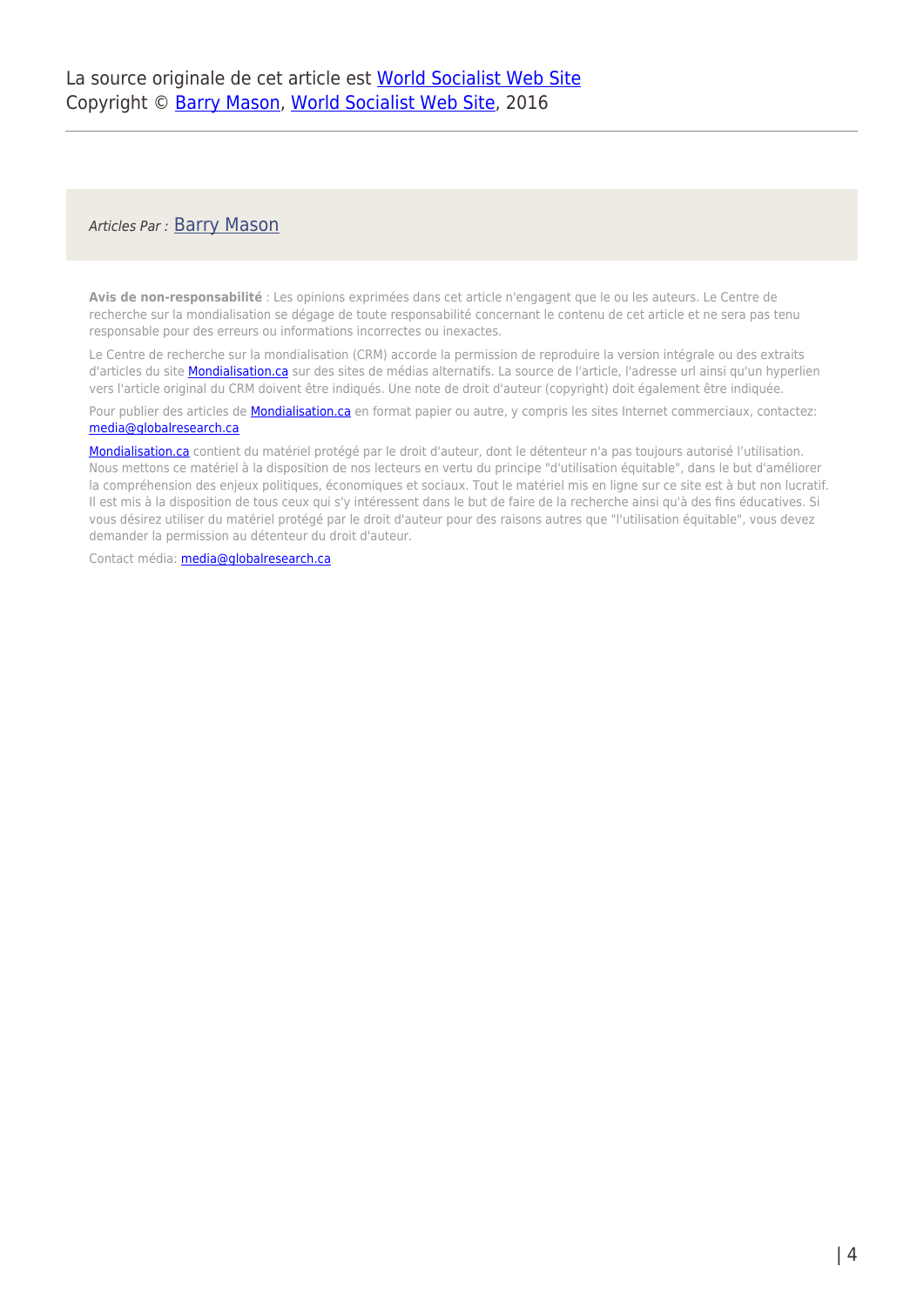La source originale de cet article est World Socialist Web Site
Copyright © Barry Mason, World Socialist Web Site, 2016

---

*Articles Par :* Barry Mason

**Avis de non-responsabilité** : Les opinions exprimées dans cet article n'engagent que le ou les auteurs. Le Centre de recherche sur la mondialisation se dégage de toute responsabilité concernant le contenu de cet article et ne sera pas tenu responsable pour des erreurs ou informations incorrectes ou inexactes.

Le Centre de recherche sur la mondialisation (CRM) accorde la permission de reproduire la version intégrale ou des extraits d'articles du site Mondialisation.ca sur des sites de médias alternatifs. La source de l'article, l'adresse url ainsi qu'un hyperlien vers l'article original du CRM doivent être indiqués. Une note de droit d'auteur (copyright) doit également être indiquée.

Pour publier des articles de Mondialisation.ca en format papier ou autre, y compris les sites Internet commerciaux, contactez: media@globalresearch.ca

Mondialisation.ca contient du matériel protégé par le droit d'auteur, dont le détenteur n'a pas toujours autorisé l'utilisation. Nous mettons ce matériel à la disposition de nos lecteurs en vertu du principe "d'utilisation équitable", dans le but d'améliorer la compréhension des enjeux politiques, économiques et sociaux. Tout le matériel mis en ligne sur ce site est à but non lucratif. Il est mis à la disposition de tous ceux qui s'y intéressent dans le but de faire de la recherche ainsi qu'à des fins éducatives. Si vous désirez utiliser du matériel protégé par le droit d'auteur pour des raisons autres que "l'utilisation équitable", vous devez demander la permission au détenteur du droit d'auteur.

Contact média: media@globalresearch.ca